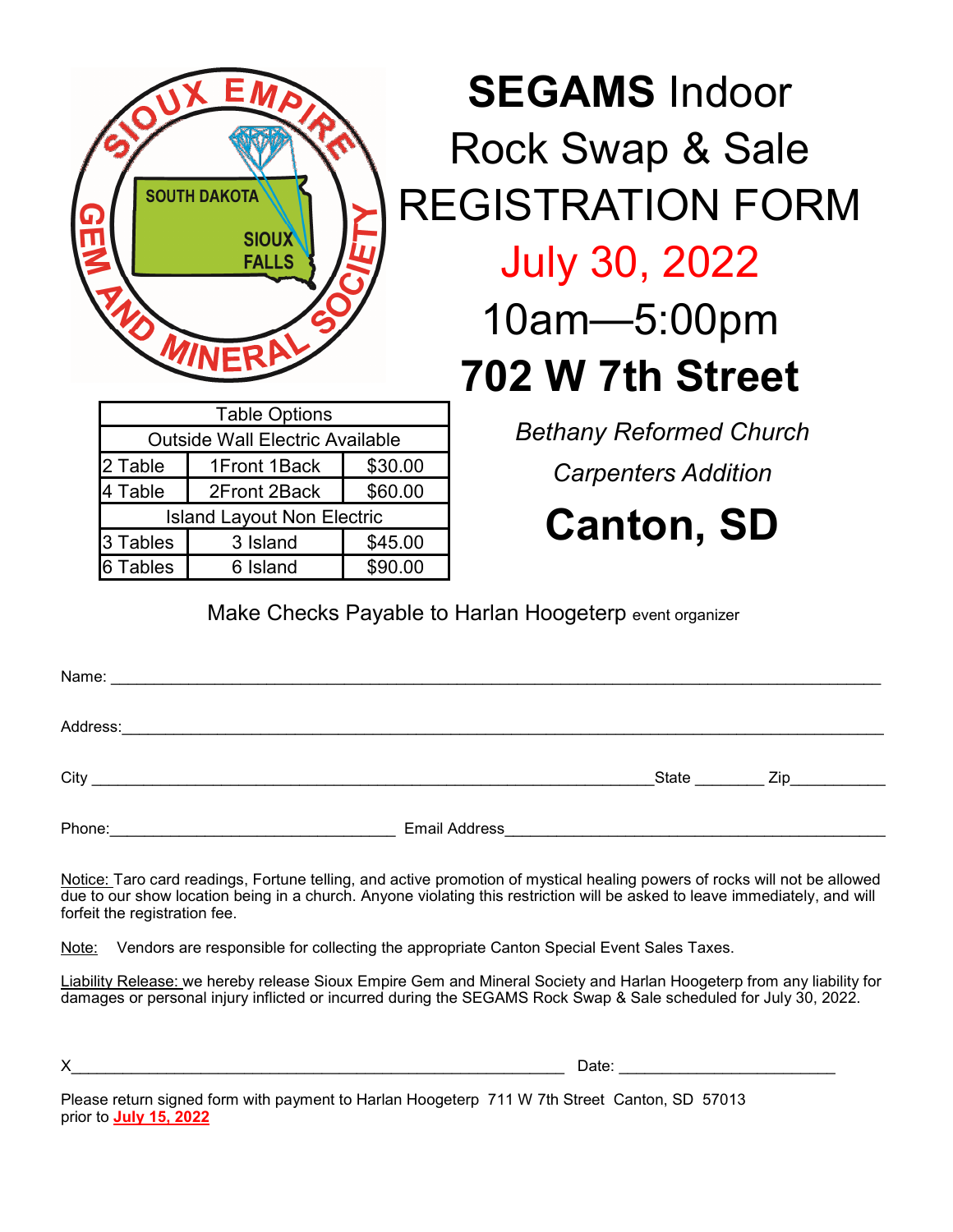# **SEGAMS** Indoor Rock Swap & Sale REGISTRATION FORM

## July 30, 2022

## 10am—5:00pm

## 702 W 7th Street

*Bethany Reformed Church*

*Carpenters Addition*

## Canton, SD

| Table Options | | |
|---|---|---|
| Outside Wall Electric Available | | |
| 2 Table | 1Front 1Back | $30.00 |
| 4 Table | 2Front 2Back | $60.00 |
| Island Layout Non Electric | | |
| 3 Tables | 3 Island | $45.00 |
| 6 Tables | 6 Island | $90.00 |

Make Checks Payable to Harlan Hoogeterp event organizer

Name: ____________________________________________

Address: ____________________________________________

City ______________________________ State ________ Zip___________

Phone: ______________________ Email Address ______________________

Notice: Taro card readings, Fortune telling, and active promotion of mystical healing powers of rocks will not be allowed due to our show location being in a church. Anyone violating this restriction will be asked to leave immediately, and will forfeit the registration fee.

Note: Vendors are responsible for collecting the appropriate Canton Special Event Sales Taxes.

Liability Release: we hereby release Sioux Empire Gem and Mineral Society and Harlan Hoogeterp from any liability for damages or personal injury inflicted or incurred during the SEGAMS Rock Swap & Sale scheduled for July 30, 2022.

X______________________________________ Date: ________________________

Please return signed form with payment to Harlan Hoogeterp 711 W 7th Street Canton, SD 57013 prior to **July 15, 2022**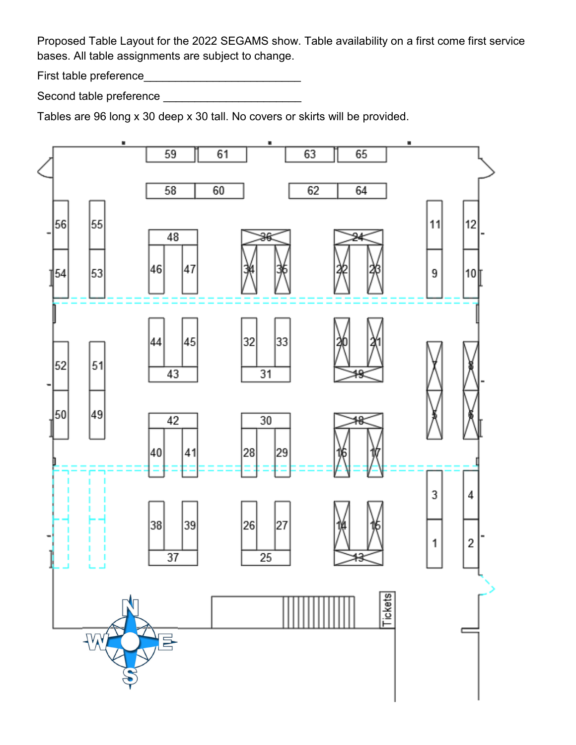Proposed Table Layout for the 2022 SEGAMS show. Table availability on a first come first service bases. All table assignments are subject to change.

First table preference___________________________

Second table preference ________________________

Tables are 96 long x 30 deep x 30 tall. No covers or skirts will be provided.

59 61 63 65

58 60 62 64

56 55 48 36 24 11 12

54 53 46 47 34 35 22 23 9 10

44 45 32 33 20 21

52 51 43 31 19 7 8

50 49 42 30 18 5 6

40 41 28 29 16 17

3 4

38 39 26 27 14 15

37 25 13 1 2

Tickets

N W E S